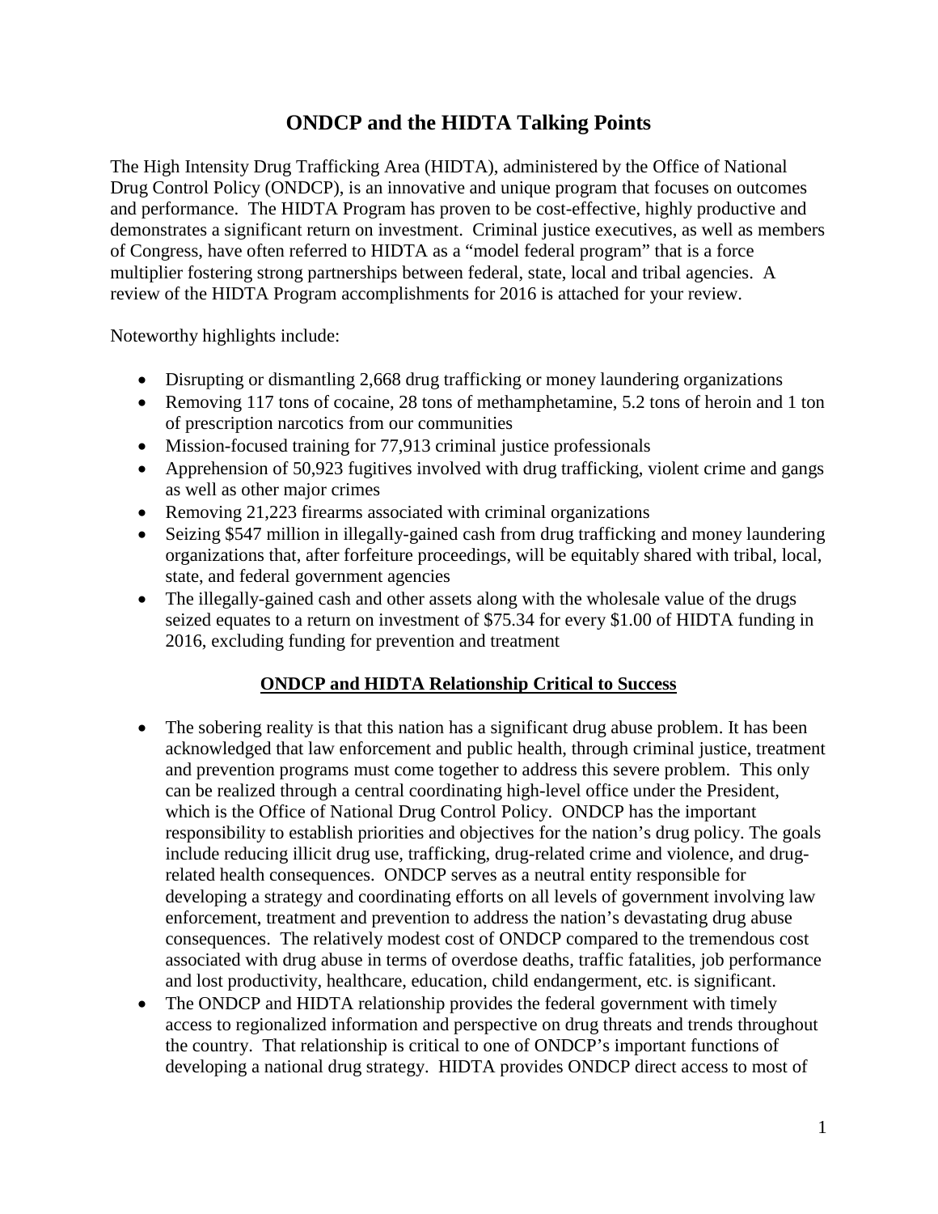# ONDCP and the HIDTA Talking Points

The High Intensity Drug Trafficking Area (HIDTA), administered by the Office of National Drug Control Policy (ONDCP), is an innovative and unique program that focuses on outcomes and performance. The HIDTA Program has proven to be cost-effective, highly productive and demonstrates a significant return on investment. Criminal justice executives, as well as members of Congress, have often referred to HIDTA as a "model federal program" that is a force multiplier fostering strong partnerships between federal, state, local and tribal agencies. A review of the HIDTA Program accomplishments for 2016 is attached for your review.

Noteworthy highlights include:

- Disrupting or dismantling 2,668 drug trafficking or money laundering organizations
- Removing 117 tons of cocaine, 28 tons of methamphetamine, 5.2 tons of heroin and 1 ton of prescription narcotics from our communities
- Mission-focused training for 77,913 criminal justice professionals
- Apprehension of 50,923 fugitives involved with drug trafficking, violent crime and gangs as well as other major crimes
- Removing 21,223 firearms associated with criminal organizations
- Seizing $547 million in illegally-gained cash from drug trafficking and money laundering organizations that, after forfeiture proceedings, will be equitably shared with tribal, local, state, and federal government agencies
- The illegally-gained cash and other assets along with the wholesale value of the drugs seized equates to a return on investment of $75.34 for every $1.00 of HIDTA funding in 2016, excluding funding for prevention and treatment

## ONDCP and HIDTA Relationship Critical to Success

- The sobering reality is that this nation has a significant drug abuse problem. It has been acknowledged that law enforcement and public health, through criminal justice, treatment and prevention programs must come together to address this severe problem. This only can be realized through a central coordinating high-level office under the President, which is the Office of National Drug Control Policy. ONDCP has the important responsibility to establish priorities and objectives for the nation's drug policy. The goals include reducing illicit drug use, trafficking, drug-related crime and violence, and drug-related health consequences. ONDCP serves as a neutral entity responsible for developing a strategy and coordinating efforts on all levels of government involving law enforcement, treatment and prevention to address the nation's devastating drug abuse consequences. The relatively modest cost of ONDCP compared to the tremendous cost associated with drug abuse in terms of overdose deaths, traffic fatalities, job performance and lost productivity, healthcare, education, child endangerment, etc. is significant.
- The ONDCP and HIDTA relationship provides the federal government with timely access to regionalized information and perspective on drug threats and trends throughout the country. That relationship is critical to one of ONDCP's important functions of developing a national drug strategy. HIDTA provides ONDCP direct access to most of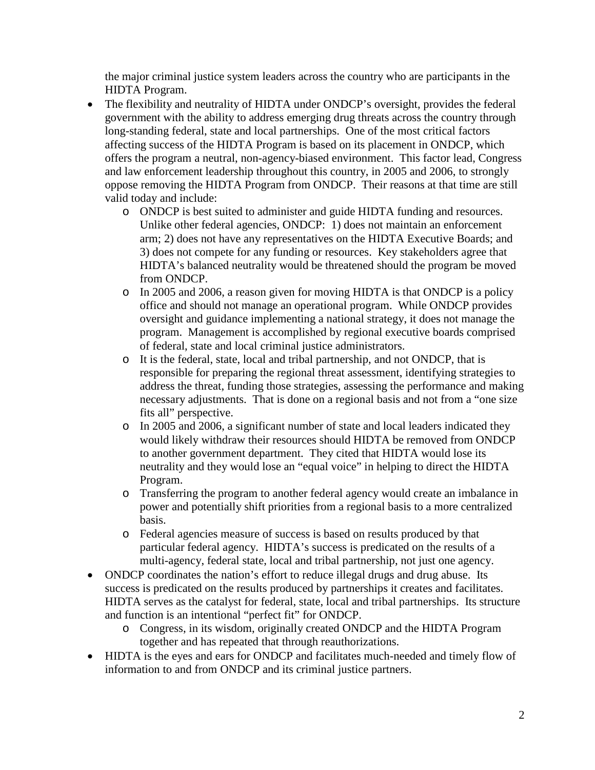the major criminal justice system leaders across the country who are participants in the HIDTA Program.

- The flexibility and neutrality of HIDTA under ONDCP's oversight, provides the federal government with the ability to address emerging drug threats across the country through long-standing federal, state and local partnerships. One of the most critical factors affecting success of the HIDTA Program is based on its placement in ONDCP, which offers the program a neutral, non-agency-biased environment. This factor lead, Congress and law enforcement leadership throughout this country, in 2005 and 2006, to strongly oppose removing the HIDTA Program from ONDCP. Their reasons at that time are still valid today and include:
  - ONDCP is best suited to administer and guide HIDTA funding and resources. Unlike other federal agencies, ONDCP: 1) does not maintain an enforcement arm; 2) does not have any representatives on the HIDTA Executive Boards; and 3) does not compete for any funding or resources. Key stakeholders agree that HIDTA's balanced neutrality would be threatened should the program be moved from ONDCP.
  - In 2005 and 2006, a reason given for moving HIDTA is that ONDCP is a policy office and should not manage an operational program. While ONDCP provides oversight and guidance implementing a national strategy, it does not manage the program. Management is accomplished by regional executive boards comprised of federal, state and local criminal justice administrators.
  - It is the federal, state, local and tribal partnership, and not ONDCP, that is responsible for preparing the regional threat assessment, identifying strategies to address the threat, funding those strategies, assessing the performance and making necessary adjustments. That is done on a regional basis and not from a "one size fits all" perspective.
  - In 2005 and 2006, a significant number of state and local leaders indicated they would likely withdraw their resources should HIDTA be removed from ONDCP to another government department. They cited that HIDTA would lose its neutrality and they would lose an "equal voice" in helping to direct the HIDTA Program.
  - Transferring the program to another federal agency would create an imbalance in power and potentially shift priorities from a regional basis to a more centralized basis.
  - Federal agencies measure of success is based on results produced by that particular federal agency. HIDTA's success is predicated on the results of a multi-agency, federal state, local and tribal partnership, not just one agency.
- ONDCP coordinates the nation's effort to reduce illegal drugs and drug abuse. Its success is predicated on the results produced by partnerships it creates and facilitates. HIDTA serves as the catalyst for federal, state, local and tribal partnerships. Its structure and function is an intentional "perfect fit" for ONDCP.
  - Congress, in its wisdom, originally created ONDCP and the HIDTA Program together and has repeated that through reauthorizations.
- HIDTA is the eyes and ears for ONDCP and facilitates much-needed and timely flow of information to and from ONDCP and its criminal justice partners.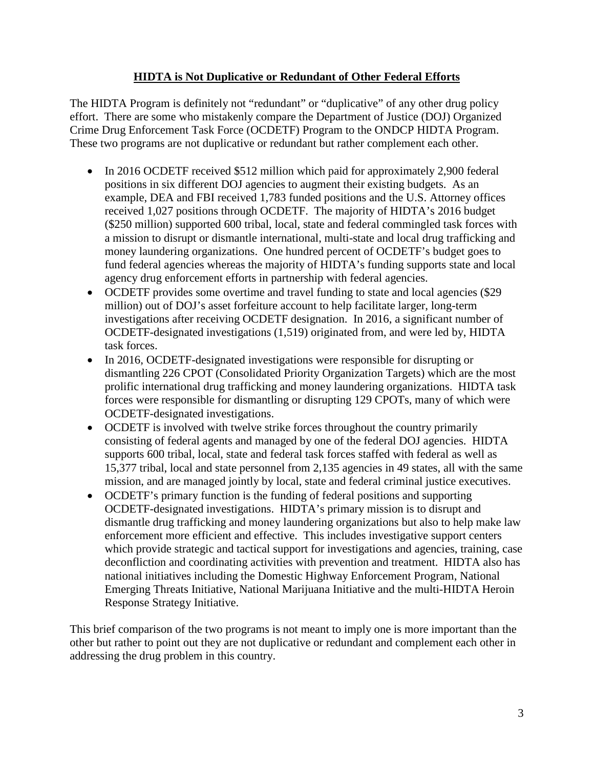## HIDTA is Not Duplicative or Redundant of Other Federal Efforts

The HIDTA Program is definitely not "redundant" or "duplicative" of any other drug policy effort. There are some who mistakenly compare the Department of Justice (DOJ) Organized Crime Drug Enforcement Task Force (OCDETF) Program to the ONDCP HIDTA Program. These two programs are not duplicative or redundant but rather complement each other.

- In 2016 OCDETF received $512 million which paid for approximately 2,900 federal positions in six different DOJ agencies to augment their existing budgets. As an example, DEA and FBI received 1,783 funded positions and the U.S. Attorney offices received 1,027 positions through OCDETF. The majority of HIDTA's 2016 budget ($250 million) supported 600 tribal, local, state and federal commingled task forces with a mission to disrupt or dismantle international, multi-state and local drug trafficking and money laundering organizations. One hundred percent of OCDETF's budget goes to fund federal agencies whereas the majority of HIDTA's funding supports state and local agency drug enforcement efforts in partnership with federal agencies.
- OCDETF provides some overtime and travel funding to state and local agencies ($29 million) out of DOJ's asset forfeiture account to help facilitate larger, long-term investigations after receiving OCDETF designation. In 2016, a significant number of OCDETF-designated investigations (1,519) originated from, and were led by, HIDTA task forces.
- In 2016, OCDETF-designated investigations were responsible for disrupting or dismantling 226 CPOT (Consolidated Priority Organization Targets) which are the most prolific international drug trafficking and money laundering organizations. HIDTA task forces were responsible for dismantling or disrupting 129 CPOTs, many of which were OCDETF-designated investigations.
- OCDETF is involved with twelve strike forces throughout the country primarily consisting of federal agents and managed by one of the federal DOJ agencies. HIDTA supports 600 tribal, local, state and federal task forces staffed with federal as well as 15,377 tribal, local and state personnel from 2,135 agencies in 49 states, all with the same mission, and are managed jointly by local, state and federal criminal justice executives.
- OCDETF's primary function is the funding of federal positions and supporting OCDETF-designated investigations. HIDTA's primary mission is to disrupt and dismantle drug trafficking and money laundering organizations but also to help make law enforcement more efficient and effective. This includes investigative support centers which provide strategic and tactical support for investigations and agencies, training, case deconfliction and coordinating activities with prevention and treatment. HIDTA also has national initiatives including the Domestic Highway Enforcement Program, National Emerging Threats Initiative, National Marijuana Initiative and the multi-HIDTA Heroin Response Strategy Initiative.

This brief comparison of the two programs is not meant to imply one is more important than the other but rather to point out they are not duplicative or redundant and complement each other in addressing the drug problem in this country.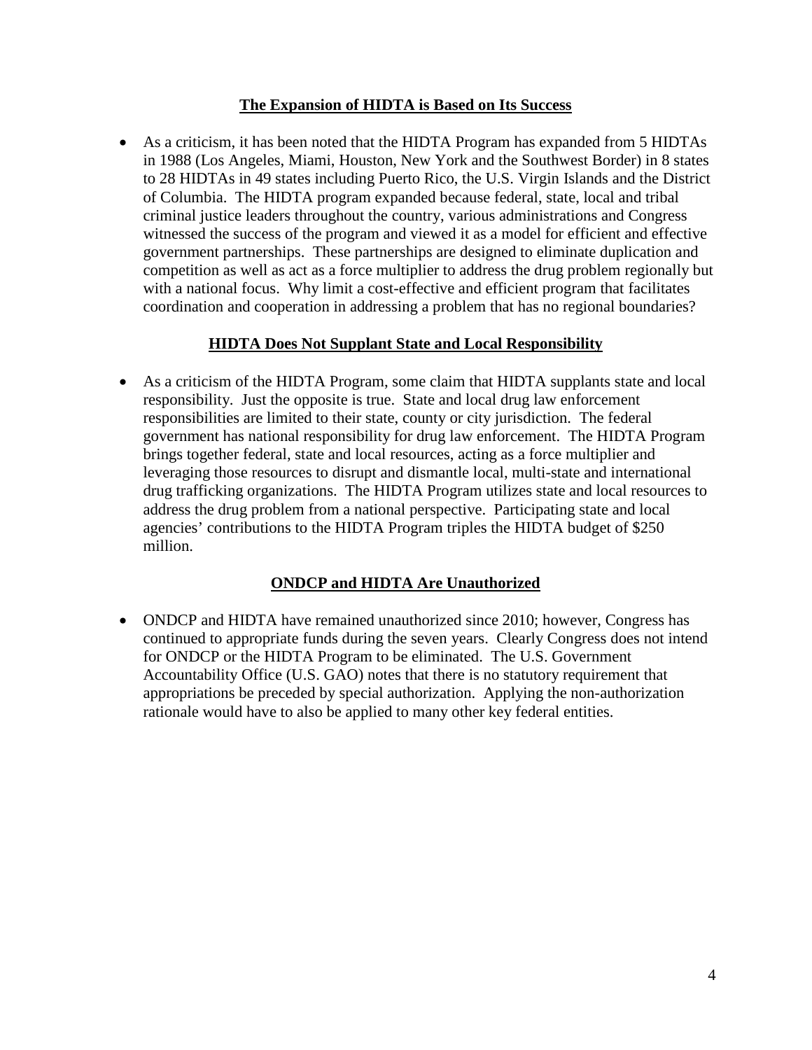## The Expansion of HIDTA is Based on Its Success

- As a criticism, it has been noted that the HIDTA Program has expanded from 5 HIDTAs in 1988 (Los Angeles, Miami, Houston, New York and the Southwest Border) in 8 states to 28 HIDTAs in 49 states including Puerto Rico, the U.S. Virgin Islands and the District of Columbia. The HIDTA program expanded because federal, state, local and tribal criminal justice leaders throughout the country, various administrations and Congress witnessed the success of the program and viewed it as a model for efficient and effective government partnerships. These partnerships are designed to eliminate duplication and competition as well as act as a force multiplier to address the drug problem regionally but with a national focus. Why limit a cost-effective and efficient program that facilitates coordination and cooperation in addressing a problem that has no regional boundaries?

## HIDTA Does Not Supplant State and Local Responsibility

- As a criticism of the HIDTA Program, some claim that HIDTA supplants state and local responsibility. Just the opposite is true. State and local drug law enforcement responsibilities are limited to their state, county or city jurisdiction. The federal government has national responsibility for drug law enforcement. The HIDTA Program brings together federal, state and local resources, acting as a force multiplier and leveraging those resources to disrupt and dismantle local, multi-state and international drug trafficking organizations. The HIDTA Program utilizes state and local resources to address the drug problem from a national perspective. Participating state and local agencies' contributions to the HIDTA Program triples the HIDTA budget of $250 million.

## ONDCP and HIDTA Are Unauthorized

- ONDCP and HIDTA have remained unauthorized since 2010; however, Congress has continued to appropriate funds during the seven years. Clearly Congress does not intend for ONDCP or the HIDTA Program to be eliminated. The U.S. Government Accountability Office (U.S. GAO) notes that there is no statutory requirement that appropriations be preceded by special authorization. Applying the non-authorization rationale would have to also be applied to many other key federal entities.